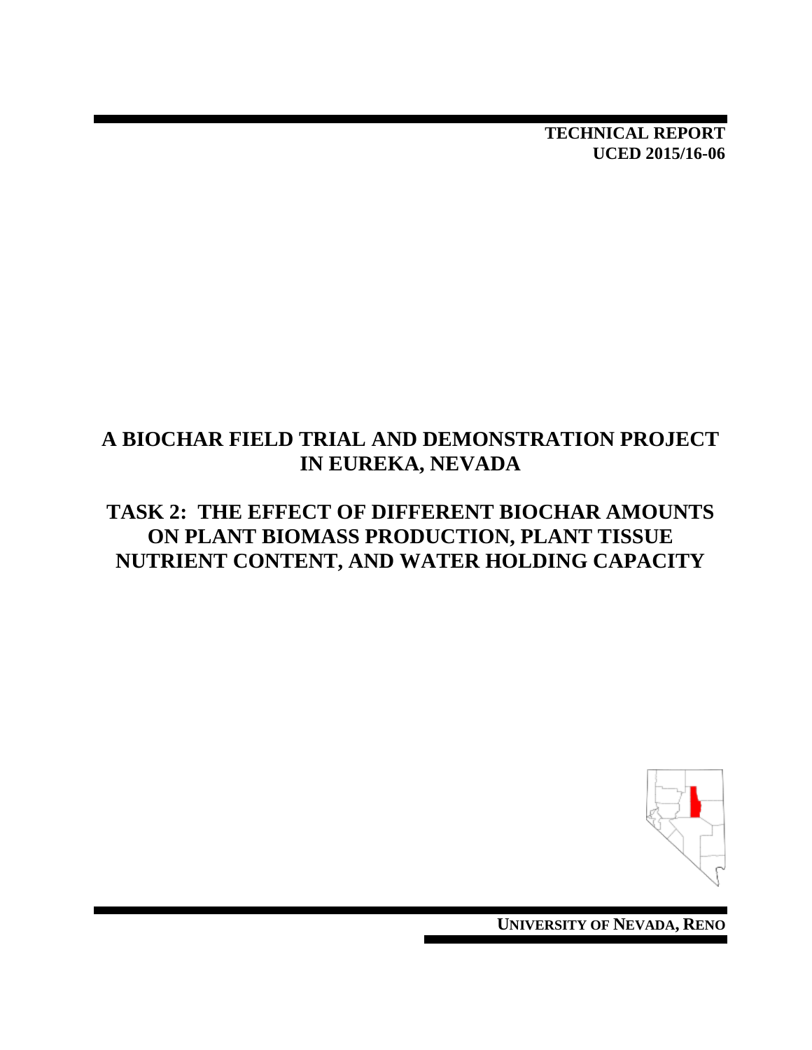**TECHNICAL REPORT**
**UCED 2015/16-06**

# A BIOCHAR FIELD TRIAL AND DEMONSTRATION PROJECT IN EUREKA, NEVADA

## TASK 2: THE EFFECT OF DIFFERENT BIOCHAR AMOUNTS ON PLANT BIOMASS PRODUCTION, PLANT TISSUE NUTRIENT CONTENT, AND WATER HOLDING CAPACITY

**UNIVERSITY OF NEVADA, RENO**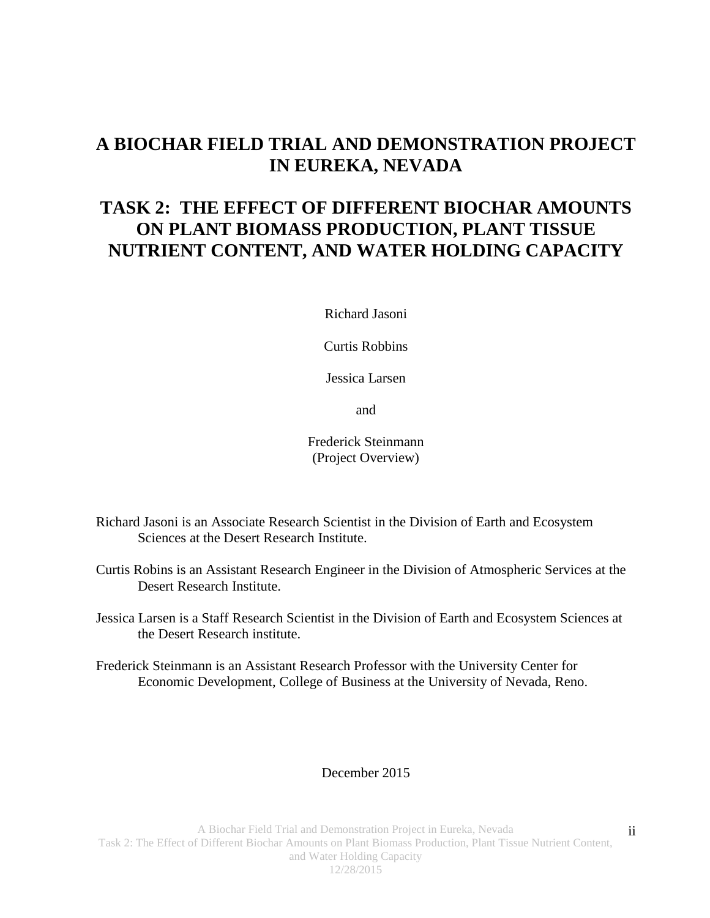# A BIOCHAR FIELD TRIAL AND DEMONSTRATION PROJECT IN EUREKA, NEVADA

# TASK 2: THE EFFECT OF DIFFERENT BIOCHAR AMOUNTS ON PLANT BIOMASS PRODUCTION, PLANT TISSUE NUTRIENT CONTENT, AND WATER HOLDING CAPACITY

Richard Jasoni

Curtis Robbins

Jessica Larsen

and

Frederick Steinmann
(Project Overview)

Richard Jasoni is an Associate Research Scientist in the Division of Earth and Ecosystem Sciences at the Desert Research Institute.

Curtis Robins is an Assistant Research Engineer in the Division of Atmospheric Services at the Desert Research Institute.

Jessica Larsen is a Staff Research Scientist in the Division of Earth and Ecosystem Sciences at the Desert Research institute.

Frederick Steinmann is an Assistant Research Professor with the University Center for Economic Development, College of Business at the University of Nevada, Reno.

December 2015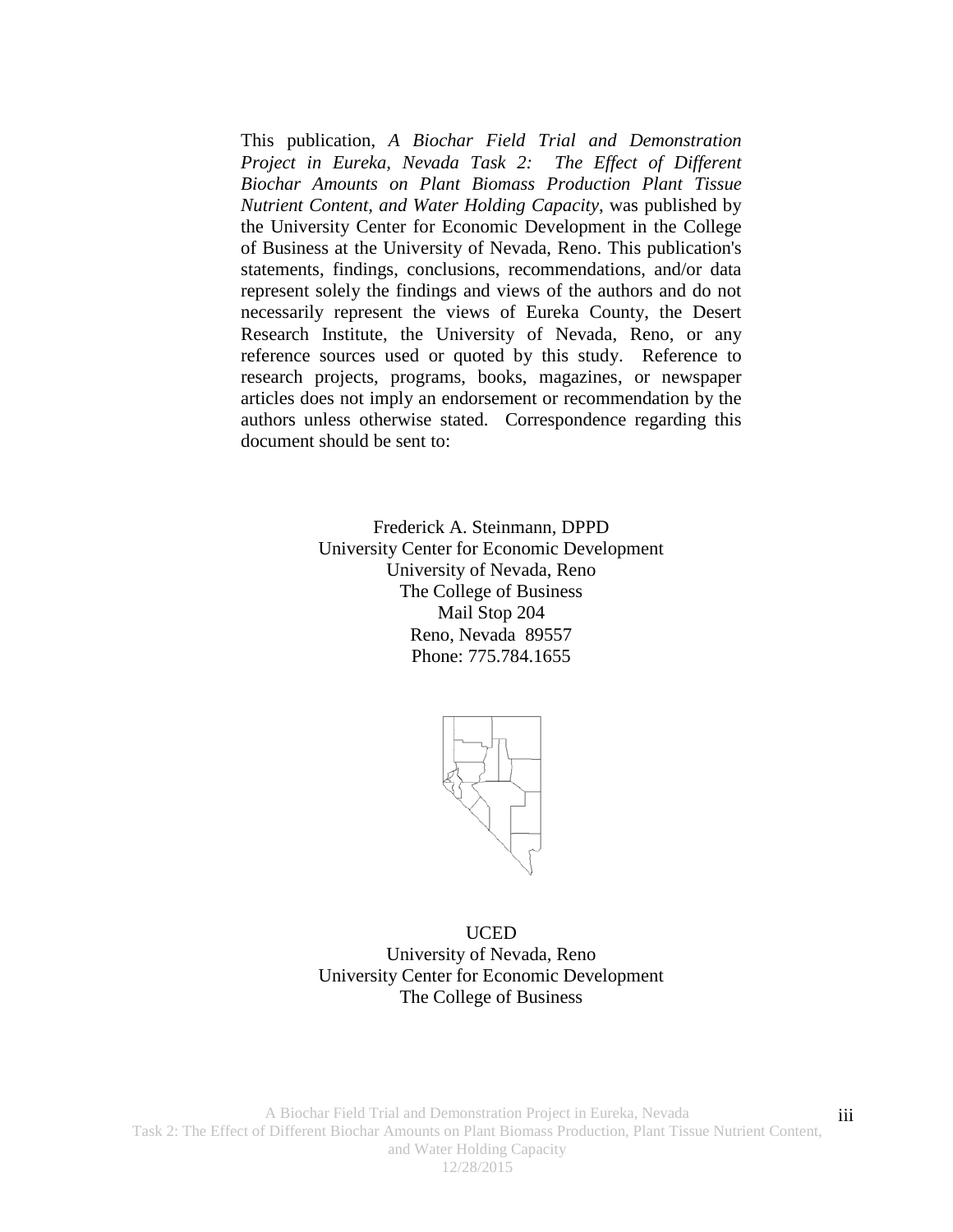This publication, *A Biochar Field Trial and Demonstration Project in Eureka, Nevada Task 2: The Effect of Different Biochar Amounts on Plant Biomass Production Plant Tissue Nutrient Content, and Water Holding Capacity*, was published by the University Center for Economic Development in the College of Business at the University of Nevada, Reno. This publication's statements, findings, conclusions, recommendations, and/or data represent solely the findings and views of the authors and do not necessarily represent the views of Eureka County, the Desert Research Institute, the University of Nevada, Reno, or any reference sources used or quoted by this study. Reference to research projects, programs, books, magazines, or newspaper articles does not imply an endorsement or recommendation by the authors unless otherwise stated. Correspondence regarding this document should be sent to:

Frederick A. Steinmann, DPPD
University Center for Economic Development
University of Nevada, Reno
The College of Business
Mail Stop 204
Reno, Nevada 89557
Phone: 775.784.1655

UCED
University of Nevada, Reno
University Center for Economic Development
The College of Business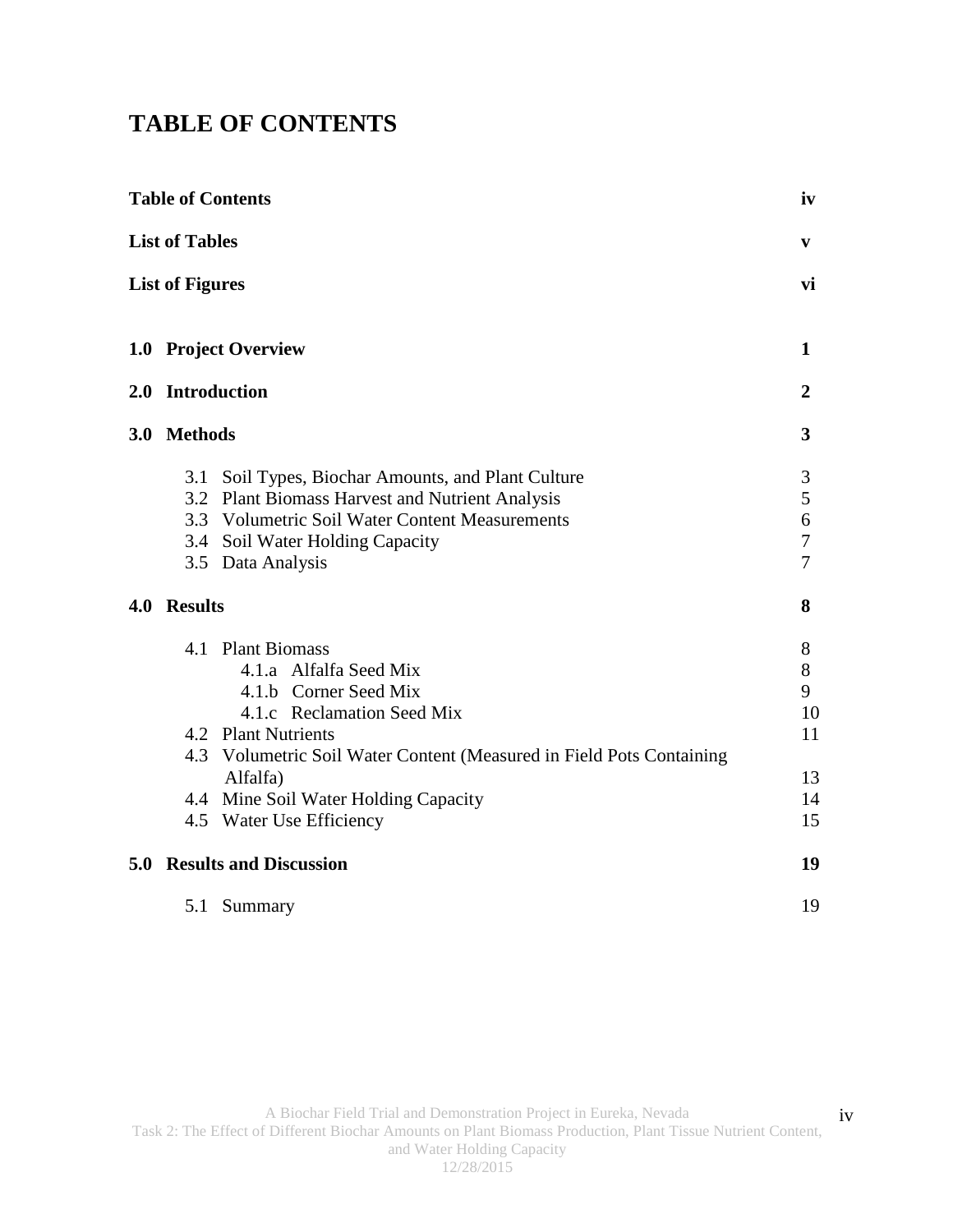# TABLE OF CONTENTS

| | |
|---|---|
| **Table of Contents** | **iv** |
| **List of Tables** | **v** |
| **List of Figures** | **vi** |
| **1.0 Project Overview** | **1** |
| **2.0 Introduction** | **2** |
| **3.0 Methods** | **3** |
| 3.1 Soil Types, Biochar Amounts, and Plant Culture | 3 |
| 3.2 Plant Biomass Harvest and Nutrient Analysis | 5 |
| 3.3 Volumetric Soil Water Content Measurements | 6 |
| 3.4 Soil Water Holding Capacity | 7 |
| 3.5 Data Analysis | 7 |
| **4.0 Results** | **8** |
| 4.1 Plant Biomass | 8 |
| 4.1.a Alfalfa Seed Mix | 8 |
| 4.1.b Corner Seed Mix | 9 |
| 4.1.c Reclamation Seed Mix | 10 |
| 4.2 Plant Nutrients | 11 |
| 4.3 Volumetric Soil Water Content (Measured in Field Pots Containing Alfalfa) | 13 |
| 4.4 Mine Soil Water Holding Capacity | 14 |
| 4.5 Water Use Efficiency | 15 |
| **5.0 Results and Discussion** | **19** |
| 5.1 Summary | 19 |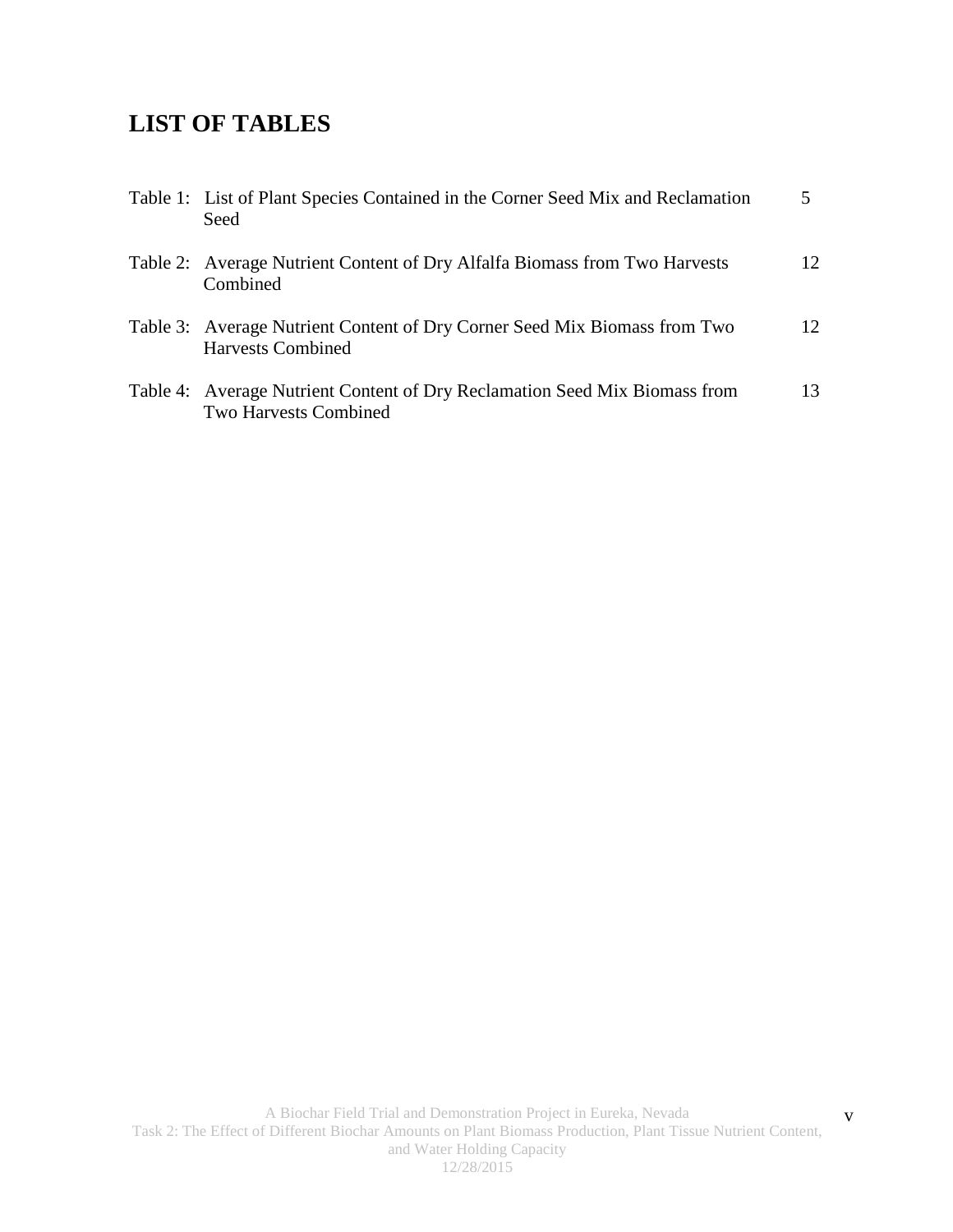# LIST OF TABLES

| | | |
|---|---|---|
| Table 1: | List of Plant Species Contained in the Corner Seed Mix and Reclamation Seed | 5 |
| Table 2: | Average Nutrient Content of Dry Alfalfa Biomass from Two Harvests Combined | 12 |
| Table 3: | Average Nutrient Content of Dry Corner Seed Mix Biomass from Two Harvests Combined | 12 |
| Table 4: | Average Nutrient Content of Dry Reclamation Seed Mix Biomass from Two Harvests Combined | 13 |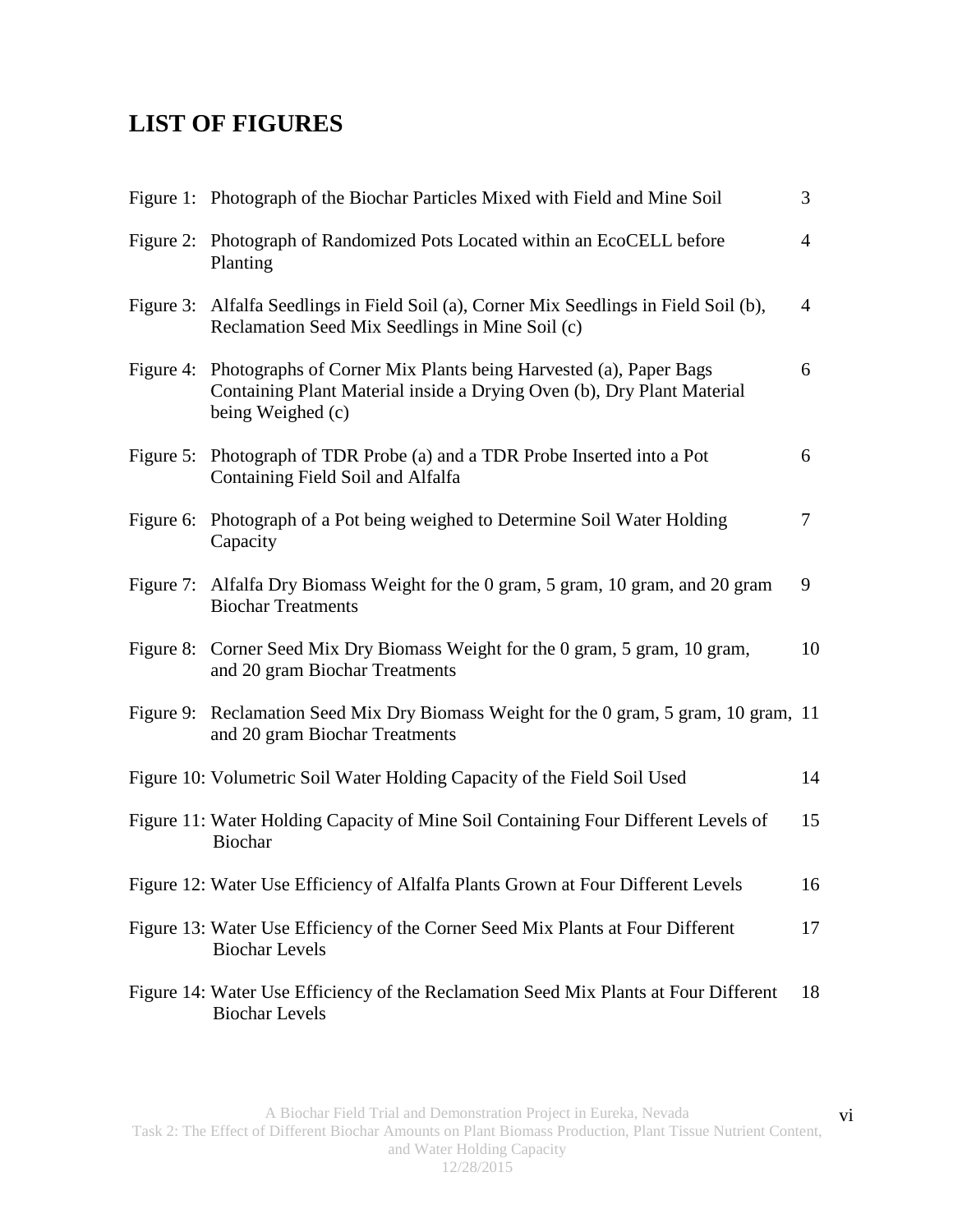# LIST OF FIGURES

| | | |
|---|---|---|
| Figure 1: | Photograph of the Biochar Particles Mixed with Field and Mine Soil | 3 |
| Figure 2: | Photograph of Randomized Pots Located within an EcoCELL before Planting | 4 |
| Figure 3: | Alfalfa Seedlings in Field Soil (a), Corner Mix Seedlings in Field Soil (b), Reclamation Seed Mix Seedlings in Mine Soil (c) | 4 |
| Figure 4: | Photographs of Corner Mix Plants being Harvested (a), Paper Bags Containing Plant Material inside a Drying Oven (b), Dry Plant Material being Weighed (c) | 6 |
| Figure 5: | Photograph of TDR Probe (a) and a TDR Probe Inserted into a Pot Containing Field Soil and Alfalfa | 6 |
| Figure 6: | Photograph of a Pot being weighed to Determine Soil Water Holding Capacity | 7 |
| Figure 7: | Alfalfa Dry Biomass Weight for the 0 gram, 5 gram, 10 gram, and 20 gram Biochar Treatments | 9 |
| Figure 8: | Corner Seed Mix Dry Biomass Weight for the 0 gram, 5 gram, 10 gram, and 20 gram Biochar Treatments | 10 |
| Figure 9: | Reclamation Seed Mix Dry Biomass Weight for the 0 gram, 5 gram, 10 gram, and 20 gram Biochar Treatments | 11 |
| Figure 10: | Volumetric Soil Water Holding Capacity of the Field Soil Used | 14 |
| Figure 11: | Water Holding Capacity of Mine Soil Containing Four Different Levels of Biochar | 15 |
| Figure 12: | Water Use Efficiency of Alfalfa Plants Grown at Four Different Levels | 16 |
| Figure 13: | Water Use Efficiency of the Corner Seed Mix Plants at Four Different Biochar Levels | 17 |
| Figure 14: | Water Use Efficiency of the Reclamation Seed Mix Plants at Four Different Biochar Levels | 18 |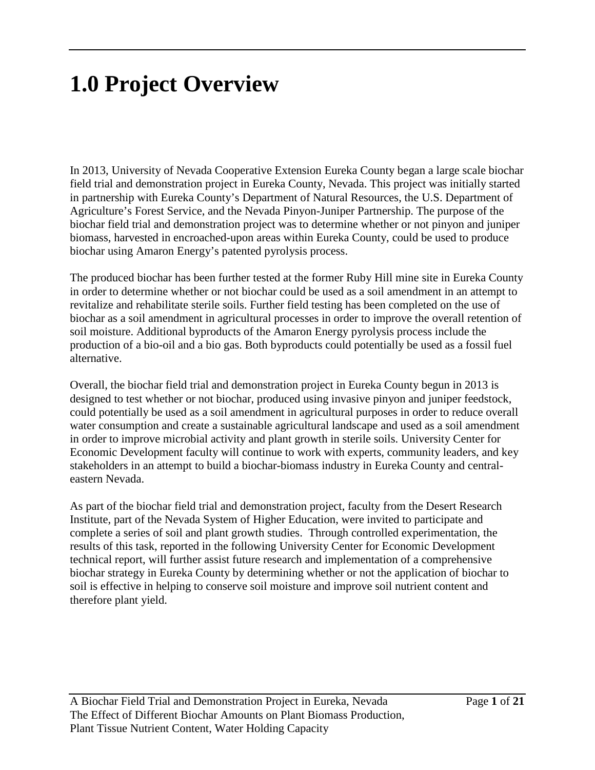# 1.0 Project Overview

In 2013, University of Nevada Cooperative Extension Eureka County began a large scale biochar field trial and demonstration project in Eureka County, Nevada. This project was initially started in partnership with Eureka County's Department of Natural Resources, the U.S. Department of Agriculture's Forest Service, and the Nevada Pinyon-Juniper Partnership. The purpose of the biochar field trial and demonstration project was to determine whether or not pinyon and juniper biomass, harvested in encroached-upon areas within Eureka County, could be used to produce biochar using Amaron Energy's patented pyrolysis process.

The produced biochar has been further tested at the former Ruby Hill mine site in Eureka County in order to determine whether or not biochar could be used as a soil amendment in an attempt to revitalize and rehabilitate sterile soils. Further field testing has been completed on the use of biochar as a soil amendment in agricultural processes in order to improve the overall retention of soil moisture. Additional byproducts of the Amaron Energy pyrolysis process include the production of a bio-oil and a bio gas. Both byproducts could potentially be used as a fossil fuel alternative.

Overall, the biochar field trial and demonstration project in Eureka County begun in 2013 is designed to test whether or not biochar, produced using invasive pinyon and juniper feedstock, could potentially be used as a soil amendment in agricultural purposes in order to reduce overall water consumption and create a sustainable agricultural landscape and used as a soil amendment in order to improve microbial activity and plant growth in sterile soils. University Center for Economic Development faculty will continue to work with experts, community leaders, and key stakeholders in an attempt to build a biochar-biomass industry in Eureka County and central-eastern Nevada.

As part of the biochar field trial and demonstration project, faculty from the Desert Research Institute, part of the Nevada System of Higher Education, were invited to participate and complete a series of soil and plant growth studies. Through controlled experimentation, the results of this task, reported in the following University Center for Economic Development technical report, will further assist future research and implementation of a comprehensive biochar strategy in Eureka County by determining whether or not the application of biochar to soil is effective in helping to conserve soil moisture and improve soil nutrient content and therefore plant yield.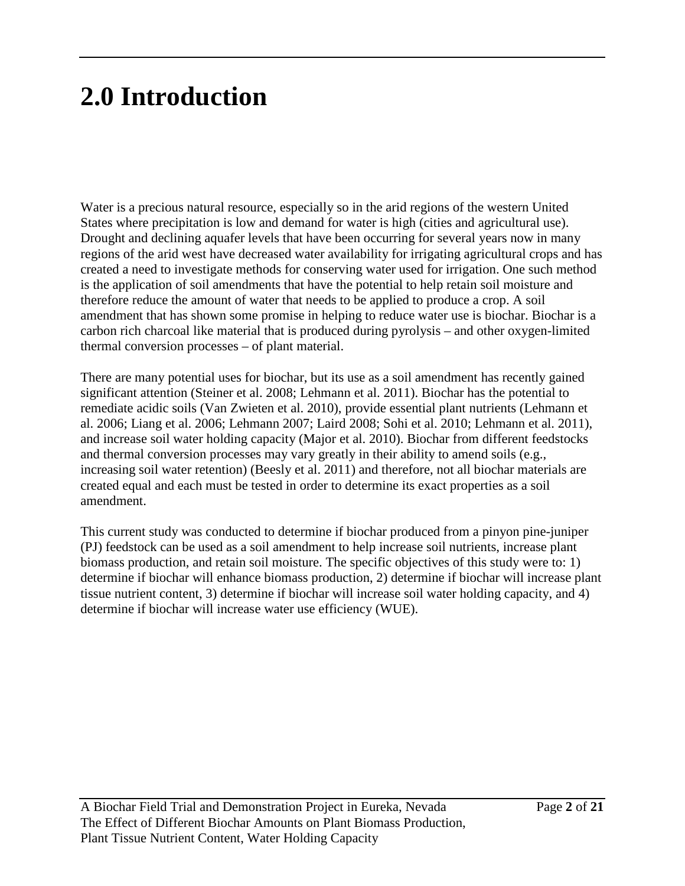# 2.0 Introduction

Water is a precious natural resource, especially so in the arid regions of the western United States where precipitation is low and demand for water is high (cities and agricultural use). Drought and declining aquafer levels that have been occurring for several years now in many regions of the arid west have decreased water availability for irrigating agricultural crops and has created a need to investigate methods for conserving water used for irrigation. One such method is the application of soil amendments that have the potential to help retain soil moisture and therefore reduce the amount of water that needs to be applied to produce a crop. A soil amendment that has shown some promise in helping to reduce water use is biochar. Biochar is a carbon rich charcoal like material that is produced during pyrolysis – and other oxygen-limited thermal conversion processes – of plant material.

There are many potential uses for biochar, but its use as a soil amendment has recently gained significant attention (Steiner et al. 2008; Lehmann et al. 2011). Biochar has the potential to remediate acidic soils (Van Zwieten et al. 2010), provide essential plant nutrients (Lehmann et al. 2006; Liang et al. 2006; Lehmann 2007; Laird 2008; Sohi et al. 2010; Lehmann et al. 2011), and increase soil water holding capacity (Major et al. 2010). Biochar from different feedstocks and thermal conversion processes may vary greatly in their ability to amend soils (e.g., increasing soil water retention) (Beesly et al. 2011) and therefore, not all biochar materials are created equal and each must be tested in order to determine its exact properties as a soil amendment.

This current study was conducted to determine if biochar produced from a pinyon pine-juniper (PJ) feedstock can be used as a soil amendment to help increase soil nutrients, increase plant biomass production, and retain soil moisture. The specific objectives of this study were to: 1) determine if biochar will enhance biomass production, 2) determine if biochar will increase plant tissue nutrient content, 3) determine if biochar will increase soil water holding capacity, and 4) determine if biochar will increase water use efficiency (WUE).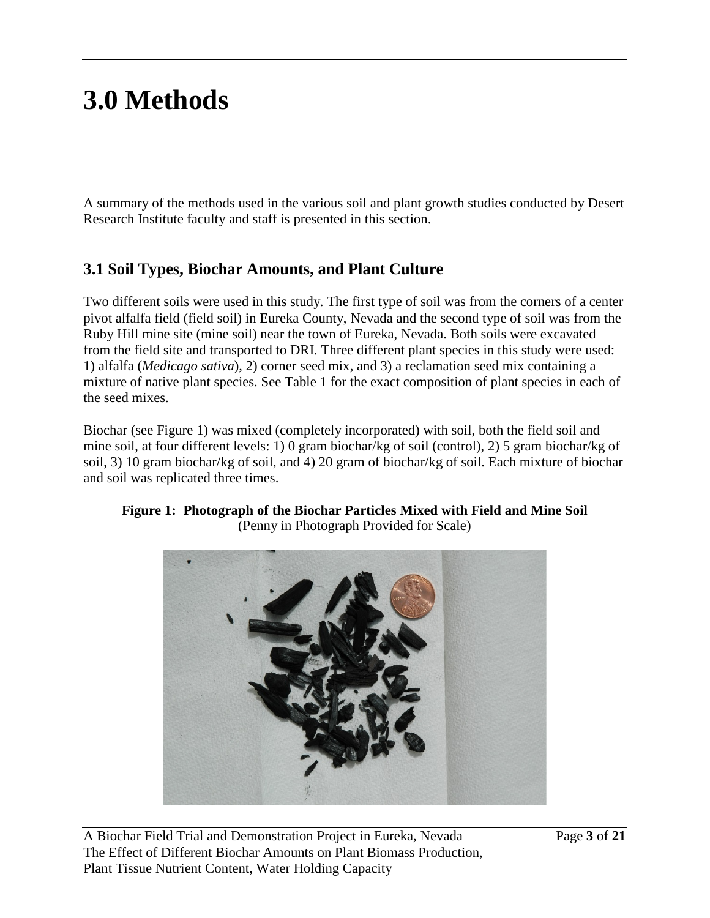# 3.0 Methods

A summary of the methods used in the various soil and plant growth studies conducted by Desert Research Institute faculty and staff is presented in this section.

## 3.1 Soil Types, Biochar Amounts, and Plant Culture

Two different soils were used in this study. The first type of soil was from the corners of a center pivot alfalfa field (field soil) in Eureka County, Nevada and the second type of soil was from the Ruby Hill mine site (mine soil) near the town of Eureka, Nevada. Both soils were excavated from the field site and transported to DRI. Three different plant species in this study were used: 1) alfalfa (*Medicago sativa*), 2) corner seed mix, and 3) a reclamation seed mix containing a mixture of native plant species. See Table 1 for the exact composition of plant species in each of the seed mixes.

Biochar (see Figure 1) was mixed (completely incorporated) with soil, both the field soil and mine soil, at four different levels: 1) 0 gram biochar/kg of soil (control), 2) 5 gram biochar/kg of soil, 3) 10 gram biochar/kg of soil, and 4) 20 gram of biochar/kg of soil. Each mixture of biochar and soil was replicated three times.

**Figure 1: Photograph of the Biochar Particles Mixed with Field and Mine Soil**
(Penny in Photograph Provided for Scale)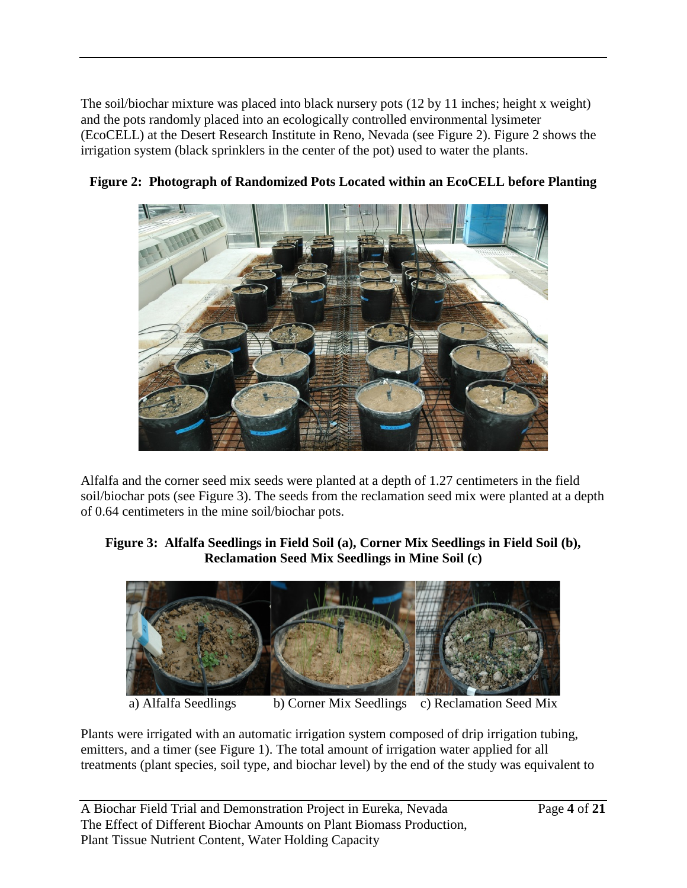The soil/biochar mixture was placed into black nursery pots (12 by 11 inches; height x weight) and the pots randomly placed into an ecologically controlled environmental lysimeter (EcoCELL) at the Desert Research Institute in Reno, Nevada (see Figure 2). Figure 2 shows the irrigation system (black sprinklers in the center of the pot) used to water the plants.

**Figure 2: Photograph of Randomized Pots Located within an EcoCELL before Planting**

Alfalfa and the corner seed mix seeds were planted at a depth of 1.27 centimeters in the field soil/biochar pots (see Figure 3). The seeds from the reclamation seed mix were planted at a depth of 0.64 centimeters in the mine soil/biochar pots.

**Figure 3: Alfalfa Seedlings in Field Soil (a), Corner Mix Seedlings in Field Soil (b), Reclamation Seed Mix Seedlings in Mine Soil (c)**

a) Alfalfa Seedlings    b) Corner Mix Seedlings    c) Reclamation Seed Mix

Plants were irrigated with an automatic irrigation system composed of drip irrigation tubing, emitters, and a timer (see Figure 1). The total amount of irrigation water applied for all treatments (plant species, soil type, and biochar level) by the end of the study was equivalent to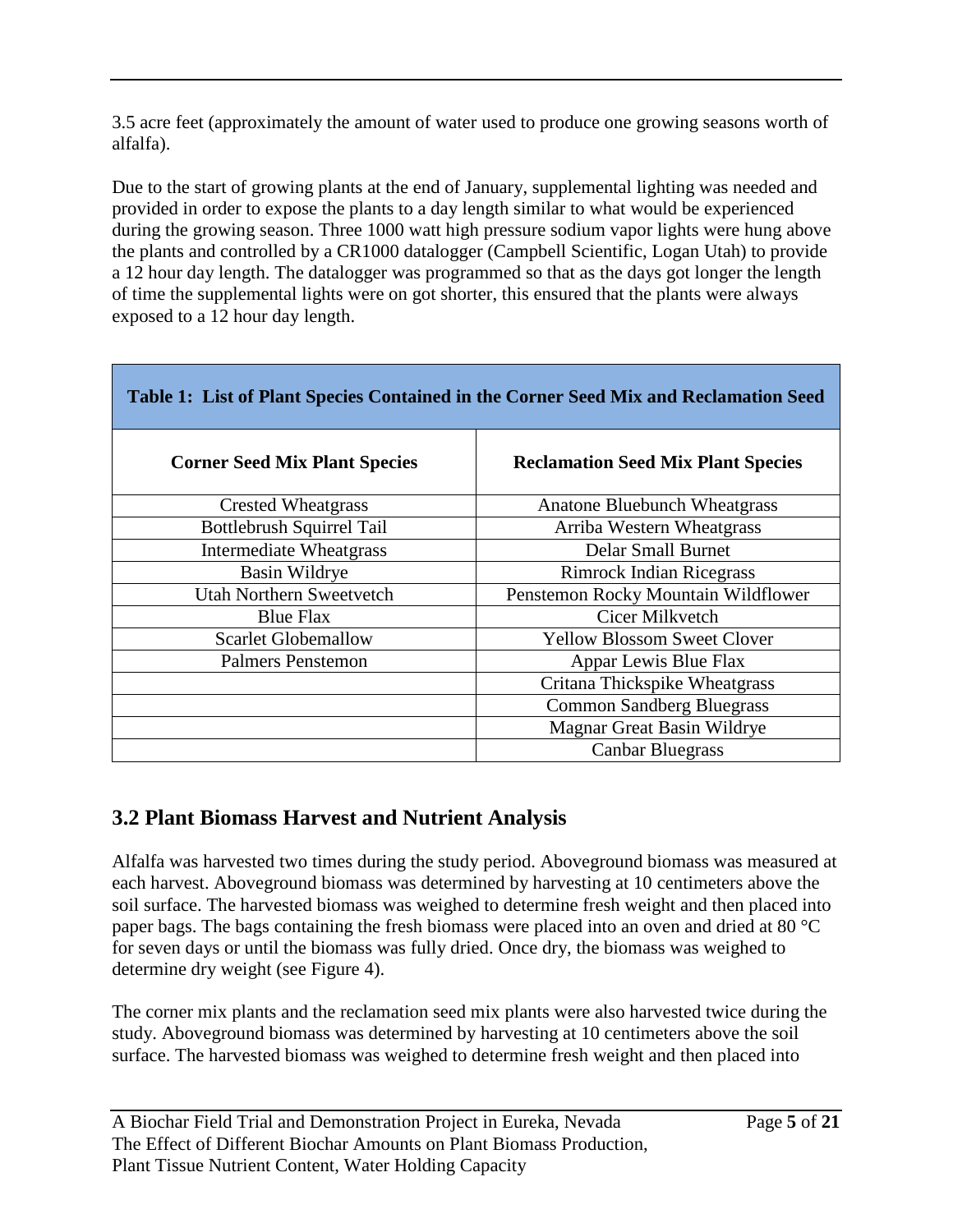3.5 acre feet (approximately the amount of water used to produce one growing seasons worth of alfalfa).

Due to the start of growing plants at the end of January, supplemental lighting was needed and provided in order to expose the plants to a day length similar to what would be experienced during the growing season. Three 1000 watt high pressure sodium vapor lights were hung above the plants and controlled by a CR1000 datalogger (Campbell Scientific, Logan Utah) to provide a 12 hour day length. The datalogger was programmed so that as the days got longer the length of time the supplemental lights were on got shorter, this ensured that the plants were always exposed to a 12 hour day length.

**Table 1: List of Plant Species Contained in the Corner Seed Mix and Reclamation Seed**

| Corner Seed Mix Plant Species | Reclamation Seed Mix Plant Species |
|---|---|
| Crested Wheatgrass | Anatone Bluebunch Wheatgrass |
| Bottlebrush Squirrel Tail | Arriba Western Wheatgrass |
| Intermediate Wheatgrass | Delar Small Burnet |
| Basin Wildrye | Rimrock Indian Ricegrass |
| Utah Northern Sweetvetch | Penstemon Rocky Mountain Wildflower |
| Blue Flax | Cicer Milkvetch |
| Scarlet Globemallow | Yellow Blossom Sweet Clover |
| Palmers Penstemon | Appar Lewis Blue Flax |
| | Critana Thickspike Wheatgrass |
| | Common Sandberg Bluegrass |
| | Magnar Great Basin Wildrye |
| | Canbar Bluegrass |

## 3.2 Plant Biomass Harvest and Nutrient Analysis

Alfalfa was harvested two times during the study period. Aboveground biomass was measured at each harvest. Aboveground biomass was determined by harvesting at 10 centimeters above the soil surface. The harvested biomass was weighed to determine fresh weight and then placed into paper bags. The bags containing the fresh biomass were placed into an oven and dried at 80 °C for seven days or until the biomass was fully dried. Once dry, the biomass was weighed to determine dry weight (see Figure 4).

The corner mix plants and the reclamation seed mix plants were also harvested twice during the study. Aboveground biomass was determined by harvesting at 10 centimeters above the soil surface. The harvested biomass was weighed to determine fresh weight and then placed into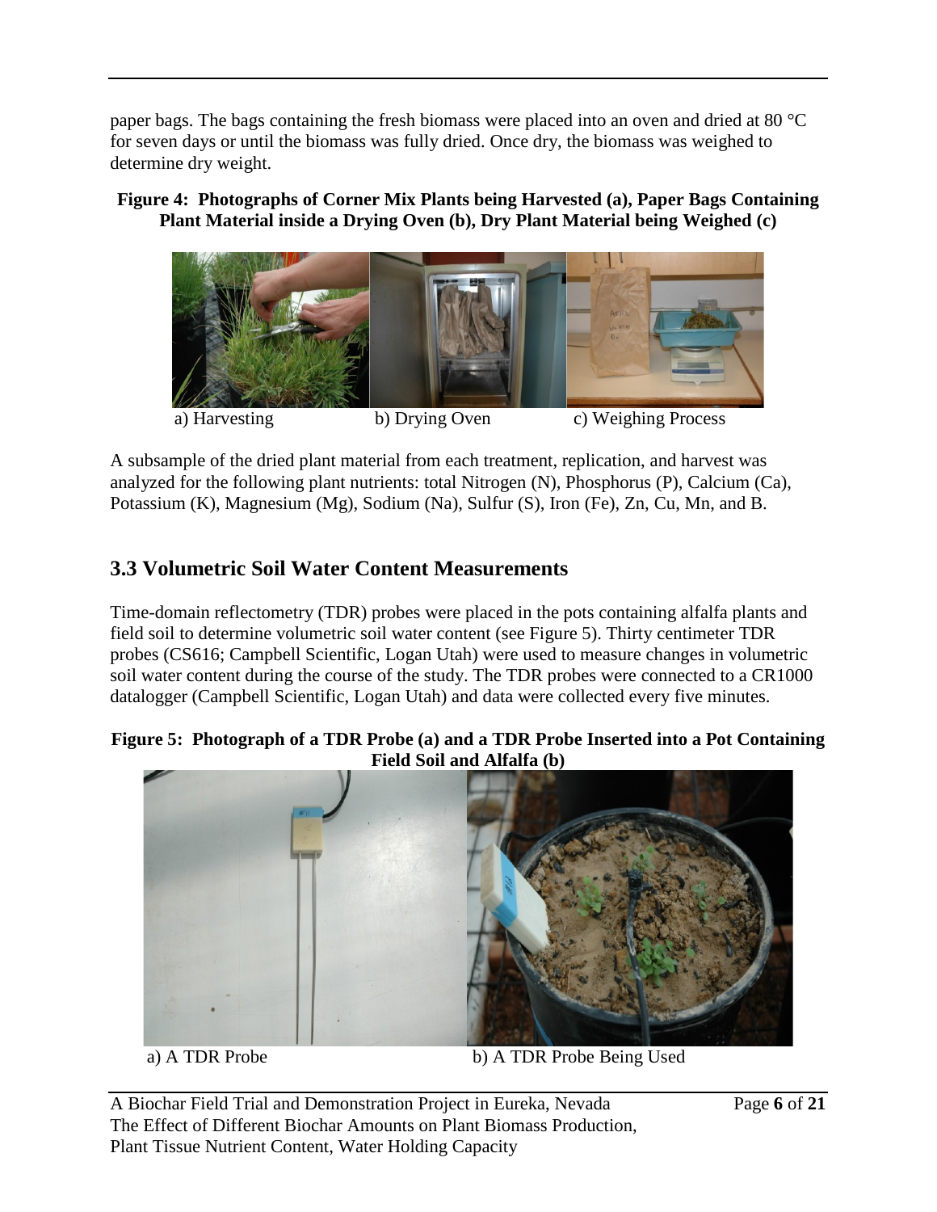paper bags. The bags containing the fresh biomass were placed into an oven and dried at 80 °C for seven days or until the biomass was fully dried. Once dry, the biomass was weighed to determine dry weight.

**Figure 4: Photographs of Corner Mix Plants being Harvested (a), Paper Bags Containing Plant Material inside a Drying Oven (b), Dry Plant Material being Weighed (c)**

a) Harvesting b) Drying Oven c) Weighing Process

A subsample of the dried plant material from each treatment, replication, and harvest was analyzed for the following plant nutrients: total Nitrogen (N), Phosphorus (P), Calcium (Ca), Potassium (K), Magnesium (Mg), Sodium (Na), Sulfur (S), Iron (Fe), Zn, Cu, Mn, and B.

## 3.3 Volumetric Soil Water Content Measurements

Time-domain reflectometry (TDR) probes were placed in the pots containing alfalfa plants and field soil to determine volumetric soil water content (see Figure 5). Thirty centimeter TDR probes (CS616; Campbell Scientific, Logan Utah) were used to measure changes in volumetric soil water content during the course of the study. The TDR probes were connected to a CR1000 datalogger (Campbell Scientific, Logan Utah) and data were collected every five minutes.

**Figure 5: Photograph of a TDR Probe (a) and a TDR Probe Inserted into a Pot Containing Field Soil and Alfalfa (b)**

a) A TDR Probe b) A TDR Probe Being Used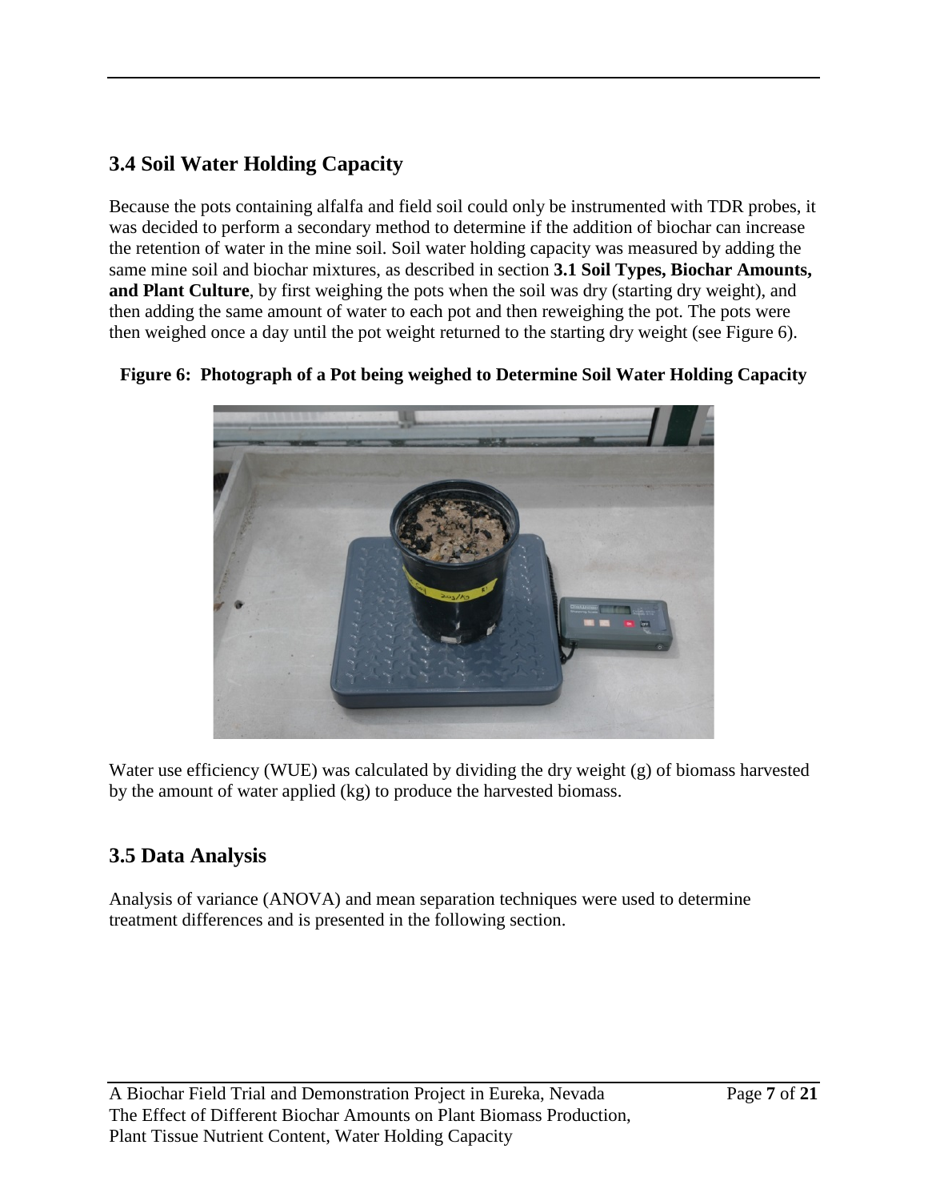## 3.4 Soil Water Holding Capacity

Because the pots containing alfalfa and field soil could only be instrumented with TDR probes, it was decided to perform a secondary method to determine if the addition of biochar can increase the retention of water in the mine soil. Soil water holding capacity was measured by adding the same mine soil and biochar mixtures, as described in section **3.1 Soil Types, Biochar Amounts, and Plant Culture**, by first weighing the pots when the soil was dry (starting dry weight), and then adding the same amount of water to each pot and then reweighing the pot. The pots were then weighed once a day until the pot weight returned to the starting dry weight (see Figure 6).

**Figure 6: Photograph of a Pot being weighed to Determine Soil Water Holding Capacity**

Water use efficiency (WUE) was calculated by dividing the dry weight (g) of biomass harvested by the amount of water applied (kg) to produce the harvested biomass.

## 3.5 Data Analysis

Analysis of variance (ANOVA) and mean separation techniques were used to determine treatment differences and is presented in the following section.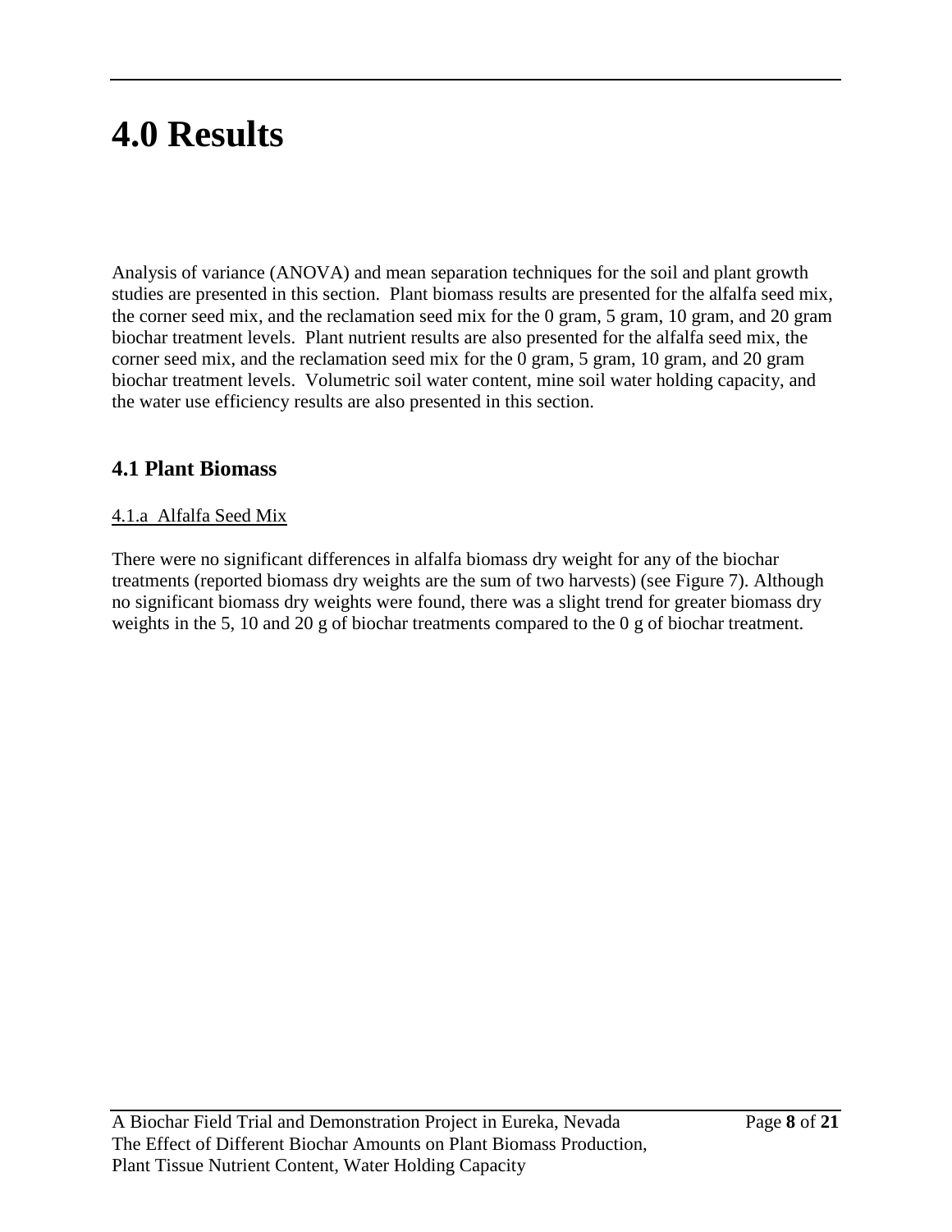# 4.0 Results

Analysis of variance (ANOVA) and mean separation techniques for the soil and plant growth studies are presented in this section. Plant biomass results are presented for the alfalfa seed mix, the corner seed mix, and the reclamation seed mix for the 0 gram, 5 gram, 10 gram, and 20 gram biochar treatment levels. Plant nutrient results are also presented for the alfalfa seed mix, the corner seed mix, and the reclamation seed mix for the 0 gram, 5 gram, 10 gram, and 20 gram biochar treatment levels. Volumetric soil water content, mine soil water holding capacity, and the water use efficiency results are also presented in this section.

## 4.1 Plant Biomass

4.1.a Alfalfa Seed Mix

There were no significant differences in alfalfa biomass dry weight for any of the biochar treatments (reported biomass dry weights are the sum of two harvests) (see Figure 7). Although no significant biomass dry weights were found, there was a slight trend for greater biomass dry weights in the 5, 10 and 20 g of biochar treatments compared to the 0 g of biochar treatment.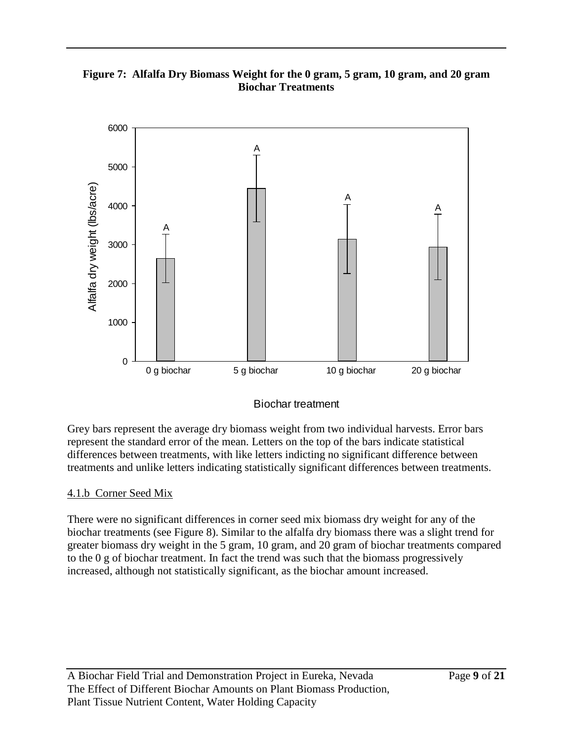**Figure 7: Alfalfa Dry Biomass Weight for the 0 gram, 5 gram, 10 gram, and 20 gram Biochar Treatments**

Grey bars represent the average dry biomass weight from two individual harvests. Error bars represent the standard error of the mean. Letters on the top of the bars indicate statistical differences between treatments, with like letters indicting no significant difference between treatments and unlike letters indicating statistically significant differences between treatments.

### 4.1.b Corner Seed Mix

There were no significant differences in corner seed mix biomass dry weight for any of the biochar treatments (see Figure 8). Similar to the alfalfa dry biomass there was a slight trend for greater biomass dry weight in the 5 gram, 10 gram, and 20 gram of biochar treatments compared to the 0 g of biochar treatment. In fact the trend was such that the biomass progressively increased, although not statistically significant, as the biochar amount increased.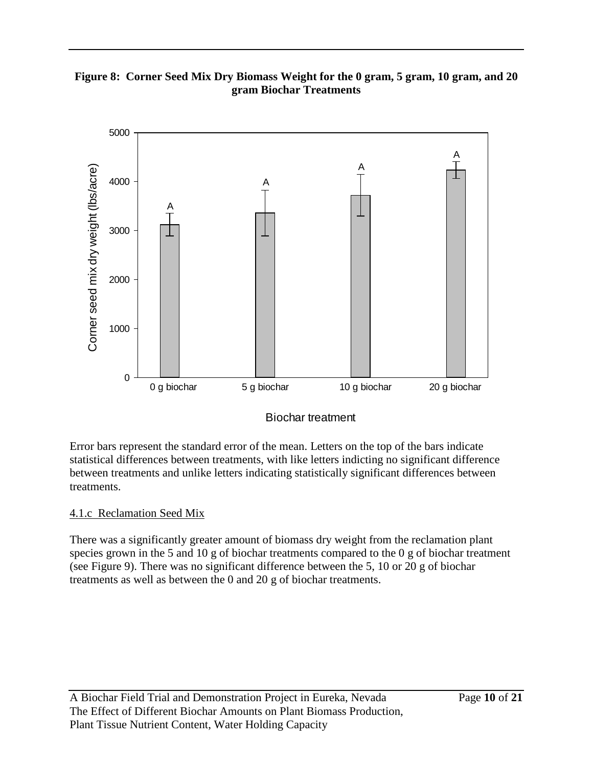**Figure 8: Corner Seed Mix Dry Biomass Weight for the 0 gram, 5 gram, 10 gram, and 20 gram Biochar Treatments**

Error bars represent the standard error of the mean. Letters on the top of the bars indicate statistical differences between treatments, with like letters indicting no significant difference between treatments and unlike letters indicating statistically significant differences between treatments.

4.1.c Reclamation Seed Mix

There was a significantly greater amount of biomass dry weight from the reclamation plant species grown in the 5 and 10 g of biochar treatments compared to the 0 g of biochar treatment (see Figure 9). There was no significant difference between the 5, 10 or 20 g of biochar treatments as well as between the 0 and 20 g of biochar treatments.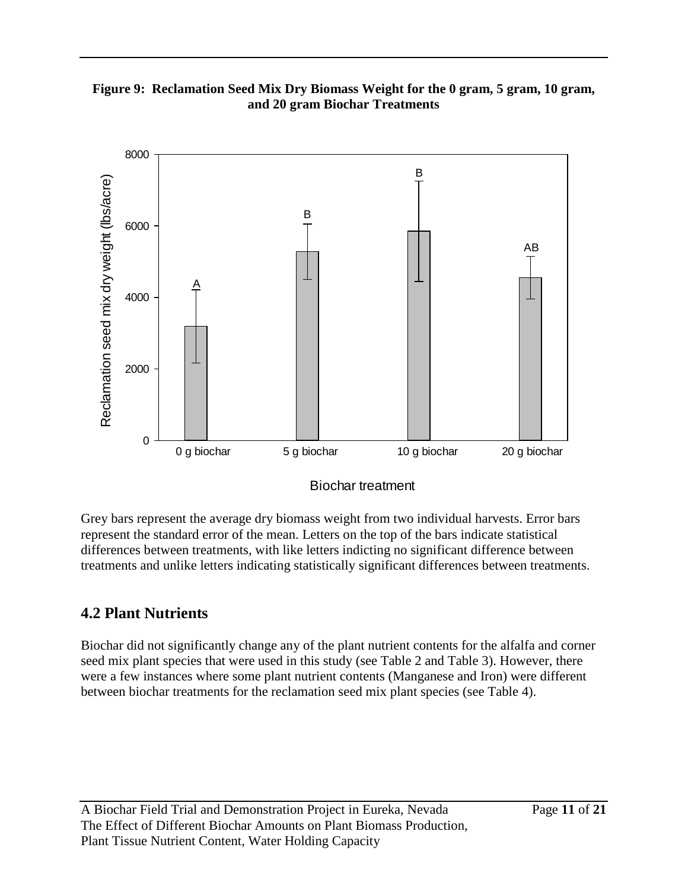**Figure 9: Reclamation Seed Mix Dry Biomass Weight for the 0 gram, 5 gram, 10 gram, and 20 gram Biochar Treatments**

Grey bars represent the average dry biomass weight from two individual harvests. Error bars represent the standard error of the mean. Letters on the top of the bars indicate statistical differences between treatments, with like letters indicting no significant difference between treatments and unlike letters indicating statistically significant differences between treatments.

## 4.2 Plant Nutrients

Biochar did not significantly change any of the plant nutrient contents for the alfalfa and corner seed mix plant species that were used in this study (see Table 2 and Table 3). However, there were a few instances where some plant nutrient contents (Manganese and Iron) were different between biochar treatments for the reclamation seed mix plant species (see Table 4).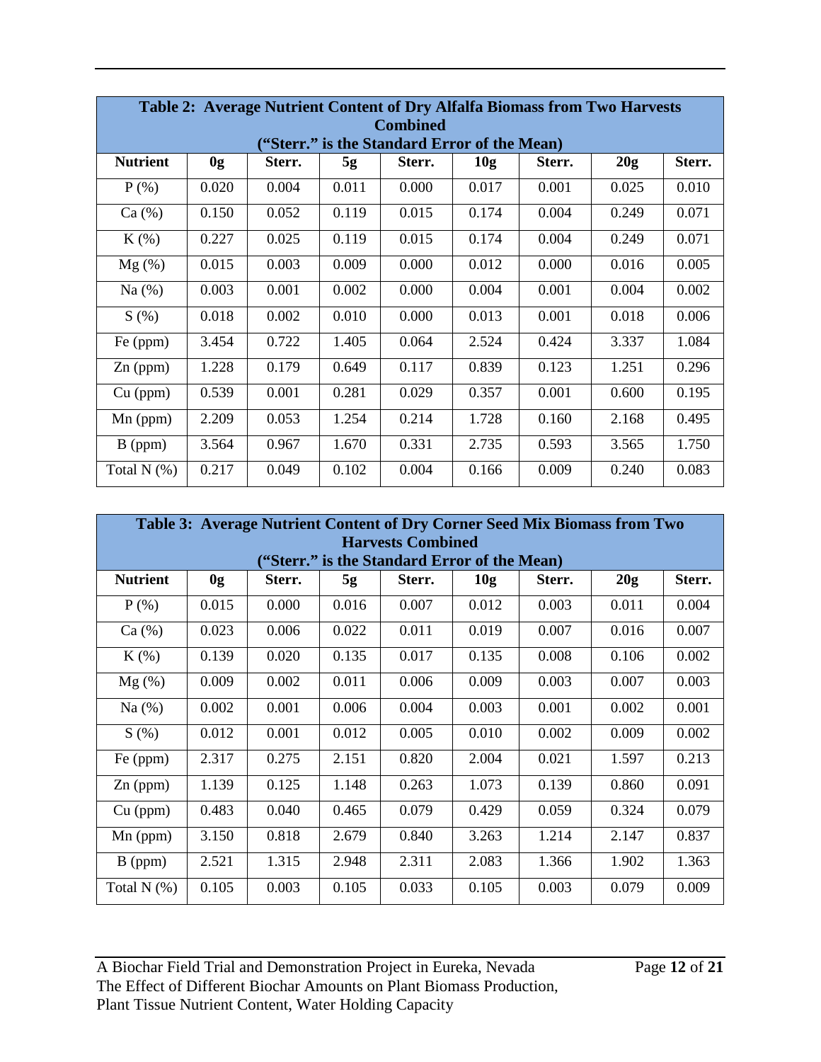| **Table 2: Average Nutrient Content of Dry Alfalfa Biomass from Two Harvests Combined ("Sterr." is the Standard Error of the Mean)** | | | | | | | | |
|---|---|---|---|---|---|---|---|---|
| **Nutrient** | **0g** | **Sterr.** | **5g** | **Sterr.** | **10g** | **Sterr.** | **20g** | **Sterr.** |
| P (%) | 0.020 | 0.004 | 0.011 | 0.000 | 0.017 | 0.001 | 0.025 | 0.010 |
| Ca (%) | 0.150 | 0.052 | 0.119 | 0.015 | 0.174 | 0.004 | 0.249 | 0.071 |
| K (%) | 0.227 | 0.025 | 0.119 | 0.015 | 0.174 | 0.004 | 0.249 | 0.071 |
| Mg (%) | 0.015 | 0.003 | 0.009 | 0.000 | 0.012 | 0.000 | 0.016 | 0.005 |
| Na (%) | 0.003 | 0.001 | 0.002 | 0.000 | 0.004 | 0.001 | 0.004 | 0.002 |
| S (%) | 0.018 | 0.002 | 0.010 | 0.000 | 0.013 | 0.001 | 0.018 | 0.006 |
| Fe (ppm) | 3.454 | 0.722 | 1.405 | 0.064 | 2.524 | 0.424 | 3.337 | 1.084 |
| Zn (ppm) | 1.228 | 0.179 | 0.649 | 0.117 | 0.839 | 0.123 | 1.251 | 0.296 |
| Cu (ppm) | 0.539 | 0.001 | 0.281 | 0.029 | 0.357 | 0.001 | 0.600 | 0.195 |
| Mn (ppm) | 2.209 | 0.053 | 1.254 | 0.214 | 1.728 | 0.160 | 2.168 | 0.495 |
| B (ppm) | 3.564 | 0.967 | 1.670 | 0.331 | 2.735 | 0.593 | 3.565 | 1.750 |
| Total N (%) | 0.217 | 0.049 | 0.102 | 0.004 | 0.166 | 0.009 | 0.240 | 0.083 |

| **Table 3: Average Nutrient Content of Dry Corner Seed Mix Biomass from Two Harvests Combined ("Sterr." is the Standard Error of the Mean)** | | | | | | | | |
|---|---|---|---|---|---|---|---|---|
| **Nutrient** | **0g** | **Sterr.** | **5g** | **Sterr.** | **10g** | **Sterr.** | **20g** | **Sterr.** |
| P (%) | 0.015 | 0.000 | 0.016 | 0.007 | 0.012 | 0.003 | 0.011 | 0.004 |
| Ca (%) | 0.023 | 0.006 | 0.022 | 0.011 | 0.019 | 0.007 | 0.016 | 0.007 |
| K (%) | 0.139 | 0.020 | 0.135 | 0.017 | 0.135 | 0.008 | 0.106 | 0.002 |
| Mg (%) | 0.009 | 0.002 | 0.011 | 0.006 | 0.009 | 0.003 | 0.007 | 0.003 |
| Na (%) | 0.002 | 0.001 | 0.006 | 0.004 | 0.003 | 0.001 | 0.002 | 0.001 |
| S (%) | 0.012 | 0.001 | 0.012 | 0.005 | 0.010 | 0.002 | 0.009 | 0.002 |
| Fe (ppm) | 2.317 | 0.275 | 2.151 | 0.820 | 2.004 | 0.021 | 1.597 | 0.213 |
| Zn (ppm) | 1.139 | 0.125 | 1.148 | 0.263 | 1.073 | 0.139 | 0.860 | 0.091 |
| Cu (ppm) | 0.483 | 0.040 | 0.465 | 0.079 | 0.429 | 0.059 | 0.324 | 0.079 |
| Mn (ppm) | 3.150 | 0.818 | 2.679 | 0.840 | 3.263 | 1.214 | 2.147 | 0.837 |
| B (ppm) | 2.521 | 1.315 | 2.948 | 2.311 | 2.083 | 1.366 | 1.902 | 1.363 |
| Total N (%) | 0.105 | 0.003 | 0.105 | 0.033 | 0.105 | 0.003 | 0.079 | 0.009 |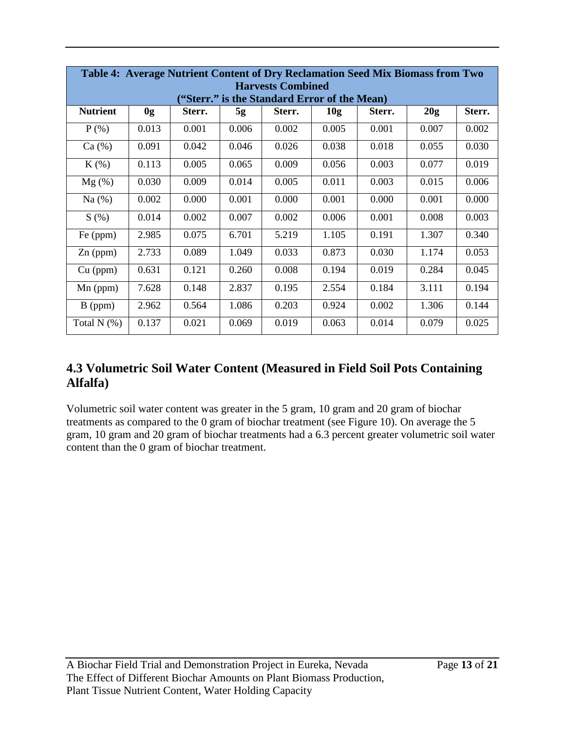| Table 4: Average Nutrient Content of Dry Reclamation Seed Mix Biomass from Two Harvests Combined ("Sterr." is the Standard Error of the Mean) | | | | | | | | |
|---|---|---|---|---|---|---|---|---|
| **Nutrient** | **0g** | **Sterr.** | **5g** | **Sterr.** | **10g** | **Sterr.** | **20g** | **Sterr.** |
| P (%) | 0.013 | 0.001 | 0.006 | 0.002 | 0.005 | 0.001 | 0.007 | 0.002 |
| Ca (%) | 0.091 | 0.042 | 0.046 | 0.026 | 0.038 | 0.018 | 0.055 | 0.030 |
| K (%) | 0.113 | 0.005 | 0.065 | 0.009 | 0.056 | 0.003 | 0.077 | 0.019 |
| Mg (%) | 0.030 | 0.009 | 0.014 | 0.005 | 0.011 | 0.003 | 0.015 | 0.006 |
| Na (%) | 0.002 | 0.000 | 0.001 | 0.000 | 0.001 | 0.000 | 0.001 | 0.000 |
| S (%) | 0.014 | 0.002 | 0.007 | 0.002 | 0.006 | 0.001 | 0.008 | 0.003 |
| Fe (ppm) | 2.985 | 0.075 | 6.701 | 5.219 | 1.105 | 0.191 | 1.307 | 0.340 |
| Zn (ppm) | 2.733 | 0.089 | 1.049 | 0.033 | 0.873 | 0.030 | 1.174 | 0.053 |
| Cu (ppm) | 0.631 | 0.121 | 0.260 | 0.008 | 0.194 | 0.019 | 0.284 | 0.045 |
| Mn (ppm) | 7.628 | 0.148 | 2.837 | 0.195 | 2.554 | 0.184 | 3.111 | 0.194 |
| B (ppm) | 2.962 | 0.564 | 1.086 | 0.203 | 0.924 | 0.002 | 1.306 | 0.144 |
| Total N (%) | 0.137 | 0.021 | 0.069 | 0.019 | 0.063 | 0.014 | 0.079 | 0.025 |

## 4.3 Volumetric Soil Water Content (Measured in Field Soil Pots Containing Alfalfa)

Volumetric soil water content was greater in the 5 gram, 10 gram and 20 gram of biochar treatments as compared to the 0 gram of biochar treatment (see Figure 10). On average the 5 gram, 10 gram and 20 gram of biochar treatments had a 6.3 percent greater volumetric soil water content than the 0 gram of biochar treatment.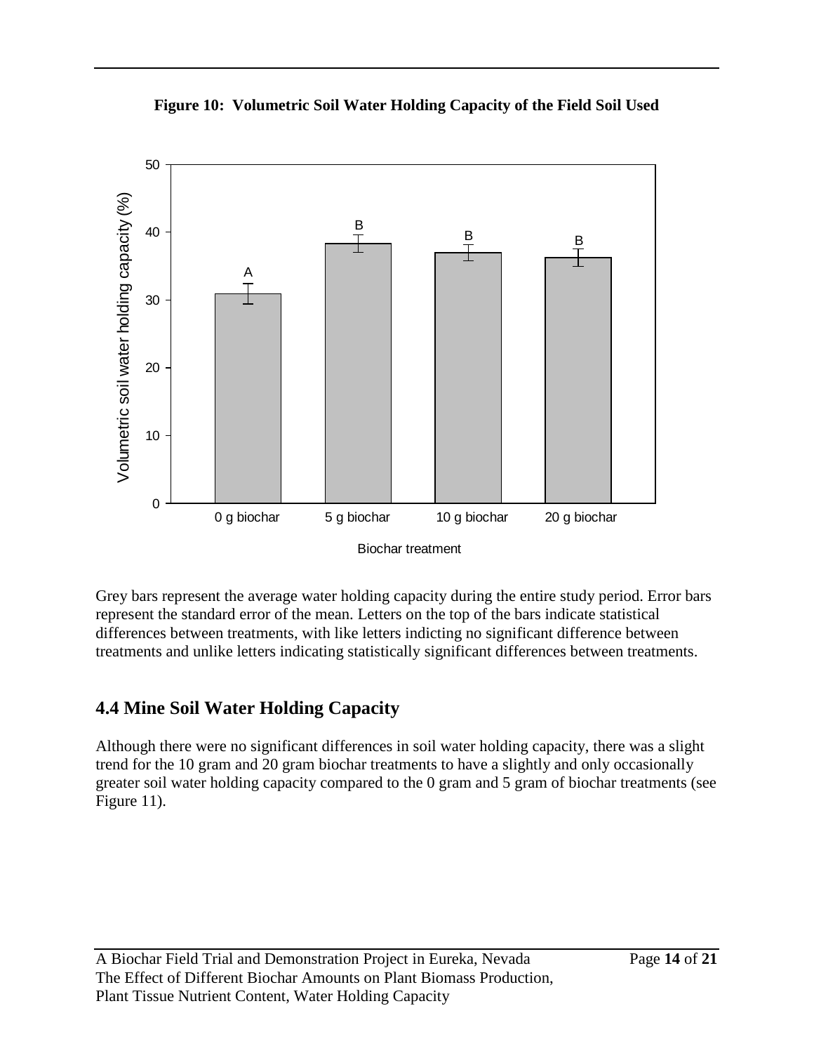**Figure 10: Volumetric Soil Water Holding Capacity of the Field Soil Used**

Grey bars represent the average water holding capacity during the entire study period. Error bars represent the standard error of the mean. Letters on the top of the bars indicate statistical differences between treatments, with like letters indicting no significant difference between treatments and unlike letters indicating statistically significant differences between treatments.

## 4.4 Mine Soil Water Holding Capacity

Although there were no significant differences in soil water holding capacity, there was a slight trend for the 10 gram and 20 gram biochar treatments to have a slightly and only occasionally greater soil water holding capacity compared to the 0 gram and 5 gram of biochar treatments (see Figure 11).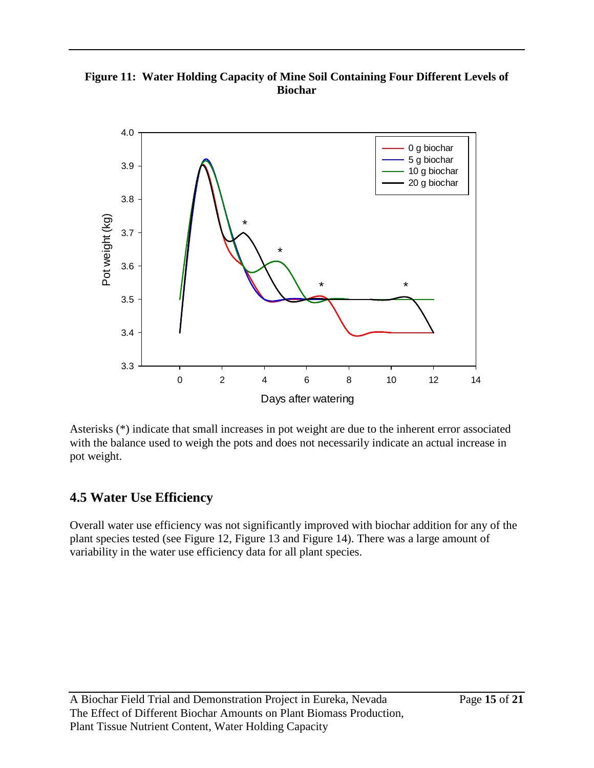**Figure 11: Water Holding Capacity of Mine Soil Containing Four Different Levels of Biochar**

Asterisks (*) indicate that small increases in pot weight are due to the inherent error associated with the balance used to weigh the pots and does not necessarily indicate an actual increase in pot weight.

## 4.5 Water Use Efficiency

Overall water use efficiency was not significantly improved with biochar addition for any of the plant species tested (see Figure 12, Figure 13 and Figure 14). There was a large amount of variability in the water use efficiency data for all plant species.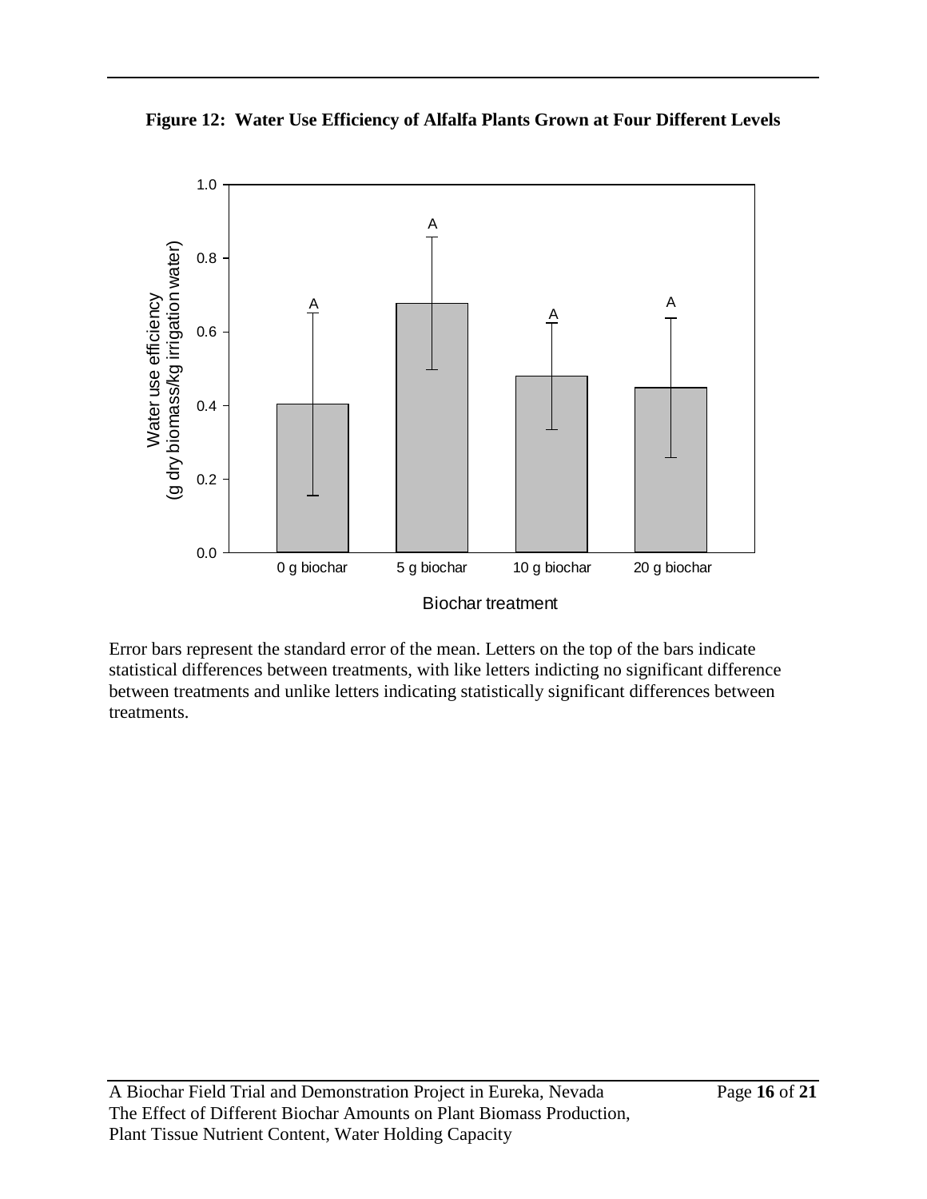**Figure 12: Water Use Efficiency of Alfalfa Plants Grown at Four Different Levels**

Error bars represent the standard error of the mean. Letters on the top of the bars indicate statistical differences between treatments, with like letters indicting no significant difference between treatments and unlike letters indicating statistically significant differences between treatments.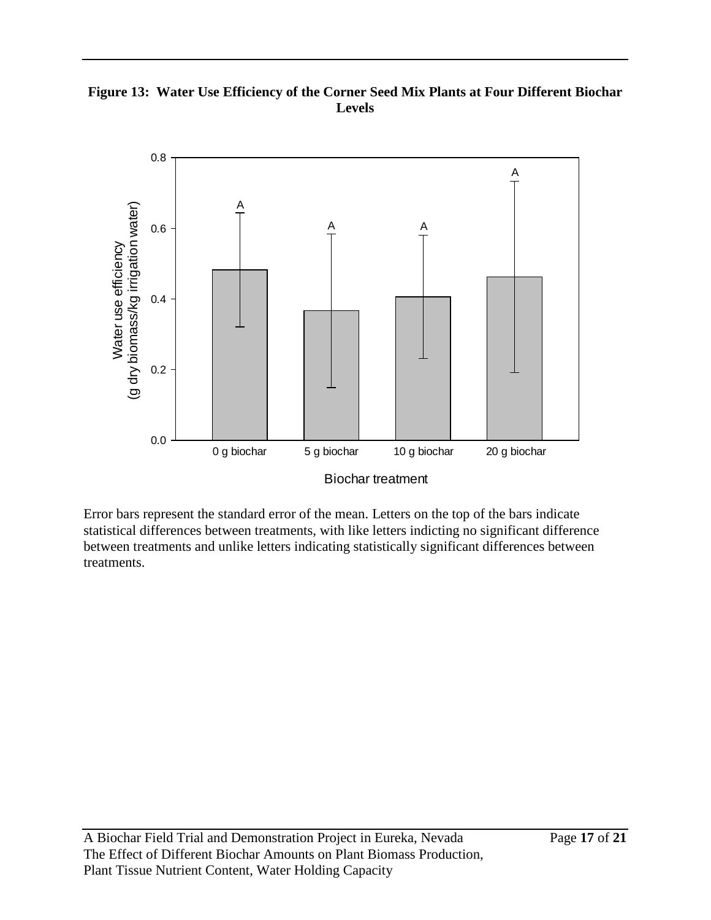**Figure 13: Water Use Efficiency of the Corner Seed Mix Plants at Four Different Biochar Levels**

Error bars represent the standard error of the mean. Letters on the top of the bars indicate statistical differences between treatments, with like letters indicting no significant difference between treatments and unlike letters indicating statistically significant differences between treatments.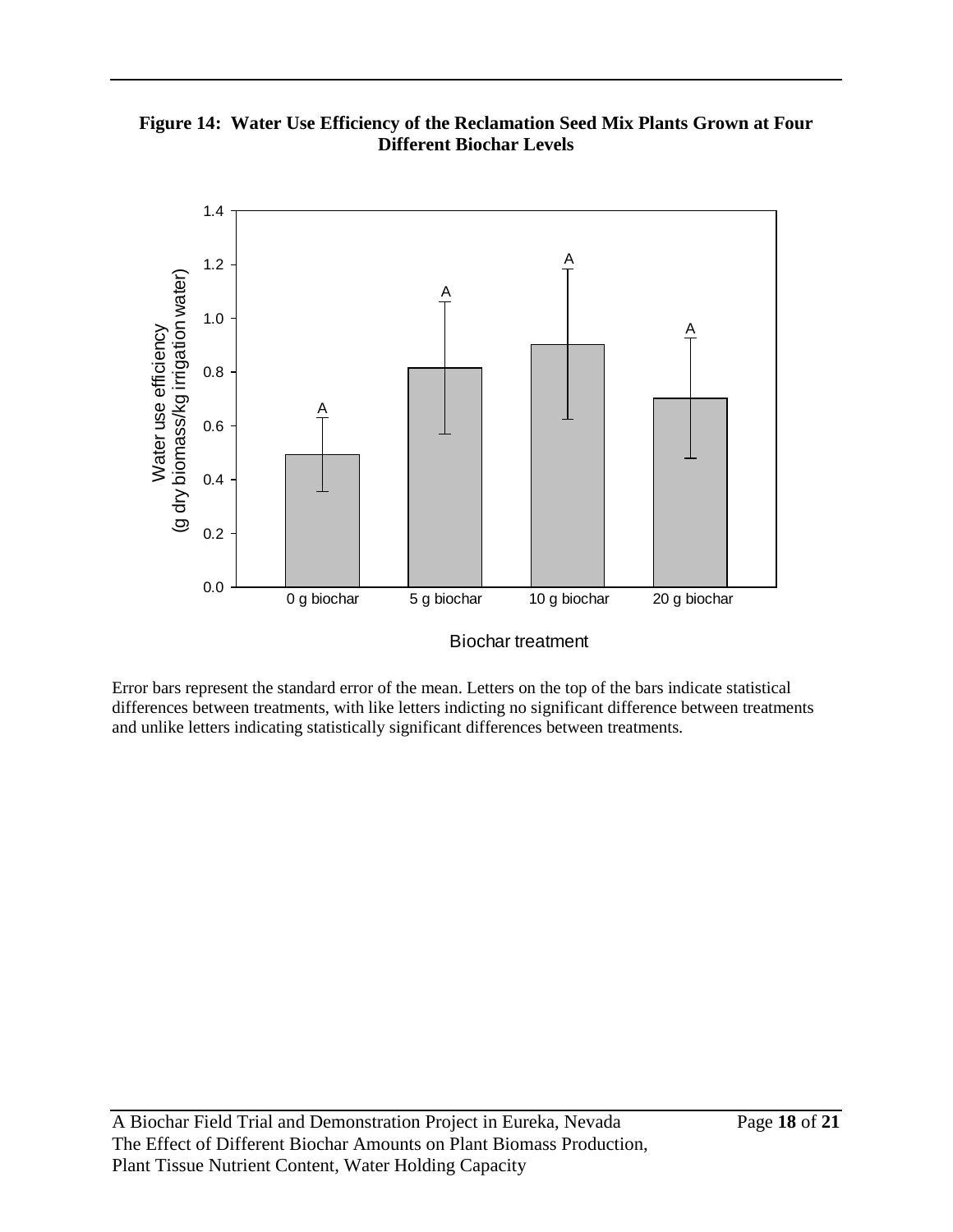**Figure 14: Water Use Efficiency of the Reclamation Seed Mix Plants Grown at Four Different Biochar Levels**

Error bars represent the standard error of the mean. Letters on the top of the bars indicate statistical differences between treatments, with like letters indicting no significant difference between treatments and unlike letters indicating statistically significant differences between treatments.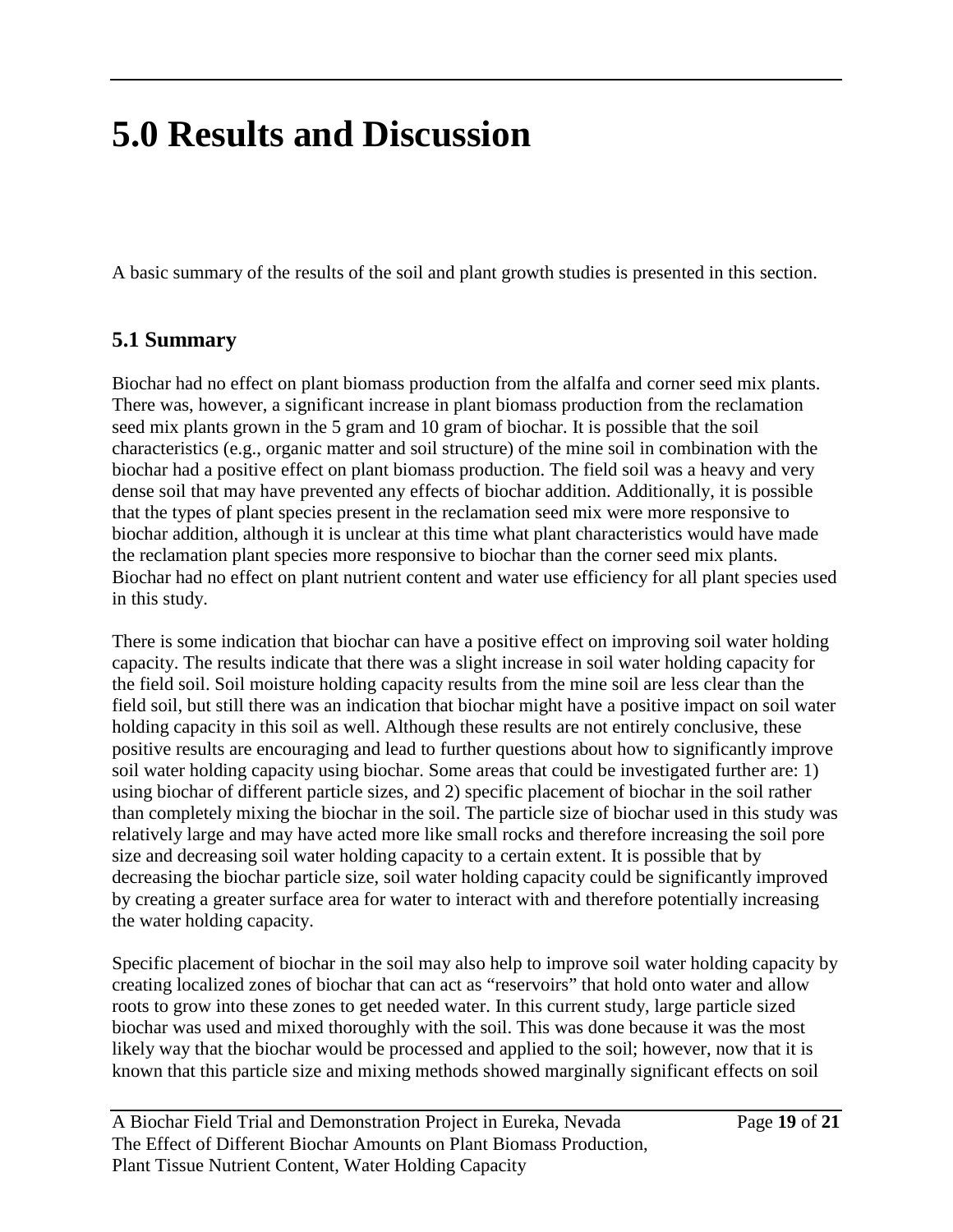# 5.0 Results and Discussion

A basic summary of the results of the soil and plant growth studies is presented in this section.

## 5.1 Summary

Biochar had no effect on plant biomass production from the alfalfa and corner seed mix plants. There was, however, a significant increase in plant biomass production from the reclamation seed mix plants grown in the 5 gram and 10 gram of biochar. It is possible that the soil characteristics (e.g., organic matter and soil structure) of the mine soil in combination with the biochar had a positive effect on plant biomass production. The field soil was a heavy and very dense soil that may have prevented any effects of biochar addition. Additionally, it is possible that the types of plant species present in the reclamation seed mix were more responsive to biochar addition, although it is unclear at this time what plant characteristics would have made the reclamation plant species more responsive to biochar than the corner seed mix plants. Biochar had no effect on plant nutrient content and water use efficiency for all plant species used in this study.

There is some indication that biochar can have a positive effect on improving soil water holding capacity. The results indicate that there was a slight increase in soil water holding capacity for the field soil. Soil moisture holding capacity results from the mine soil are less clear than the field soil, but still there was an indication that biochar might have a positive impact on soil water holding capacity in this soil as well. Although these results are not entirely conclusive, these positive results are encouraging and lead to further questions about how to significantly improve soil water holding capacity using biochar. Some areas that could be investigated further are: 1) using biochar of different particle sizes, and 2) specific placement of biochar in the soil rather than completely mixing the biochar in the soil. The particle size of biochar used in this study was relatively large and may have acted more like small rocks and therefore increasing the soil pore size and decreasing soil water holding capacity to a certain extent. It is possible that by decreasing the biochar particle size, soil water holding capacity could be significantly improved by creating a greater surface area for water to interact with and therefore potentially increasing the water holding capacity.

Specific placement of biochar in the soil may also help to improve soil water holding capacity by creating localized zones of biochar that can act as "reservoirs" that hold onto water and allow roots to grow into these zones to get needed water. In this current study, large particle sized biochar was used and mixed thoroughly with the soil. This was done because it was the most likely way that the biochar would be processed and applied to the soil; however, now that it is known that this particle size and mixing methods showed marginally significant effects on soil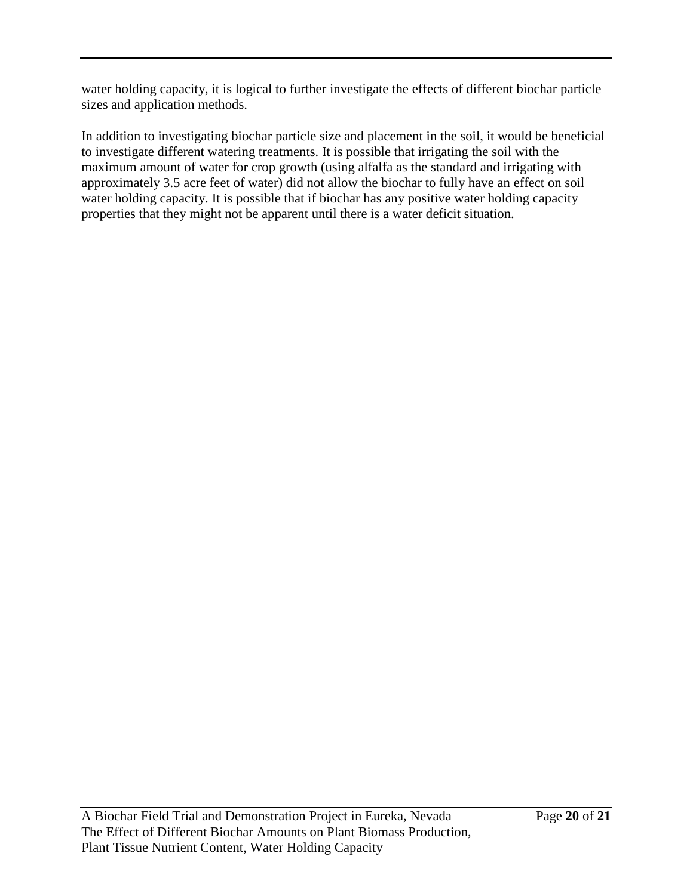water holding capacity, it is logical to further investigate the effects of different biochar particle sizes and application methods.

In addition to investigating biochar particle size and placement in the soil, it would be beneficial to investigate different watering treatments. It is possible that irrigating the soil with the maximum amount of water for crop growth (using alfalfa as the standard and irrigating with approximately 3.5 acre feet of water) did not allow the biochar to fully have an effect on soil water holding capacity. It is possible that if biochar has any positive water holding capacity properties that they might not be apparent until there is a water deficit situation.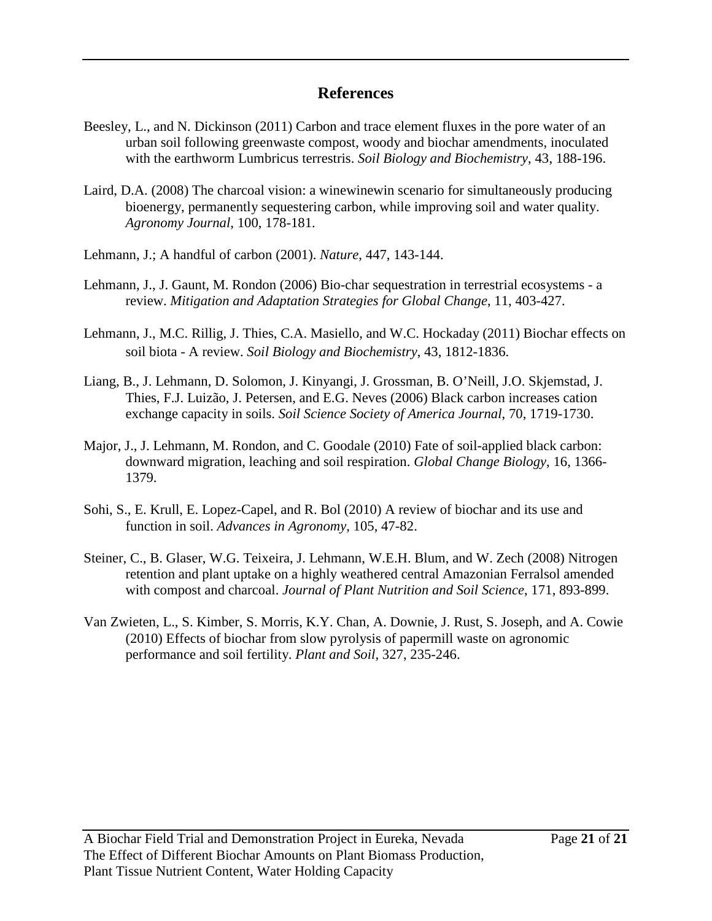## References

Beesley, L., and N. Dickinson (2011) Carbon and trace element fluxes in the pore water of an urban soil following greenwaste compost, woody and biochar amendments, inoculated with the earthworm Lumbricus terrestris. *Soil Biology and Biochemistry*, 43, 188-196.

Laird, D.A. (2008) The charcoal vision: a winewinewin scenario for simultaneously producing bioenergy, permanently sequestering carbon, while improving soil and water quality. *Agronomy Journal*, 100, 178-181.

Lehmann, J.; A handful of carbon (2001). *Nature*, 447, 143-144.

Lehmann, J., J. Gaunt, M. Rondon (2006) Bio-char sequestration in terrestrial ecosystems - a review. *Mitigation and Adaptation Strategies for Global Change*, 11, 403-427.

Lehmann, J., M.C. Rillig, J. Thies, C.A. Masiello, and W.C. Hockaday (2011) Biochar effects on soil biota - A review. *Soil Biology and Biochemistry*, 43, 1812-1836.

Liang, B., J. Lehmann, D. Solomon, J. Kinyangi, J. Grossman, B. O'Neill, J.O. Skjemstad, J. Thies, F.J. Luizão, J. Petersen, and E.G. Neves (2006) Black carbon increases cation exchange capacity in soils. *Soil Science Society of America Journal*, 70, 1719-1730.

Major, J., J. Lehmann, M. Rondon, and C. Goodale (2010) Fate of soil-applied black carbon: downward migration, leaching and soil respiration. *Global Change Biology*, 16, 1366-1379.

Sohi, S., E. Krull, E. Lopez-Capel, and R. Bol (2010) A review of biochar and its use and function in soil. *Advances in Agronomy*, 105, 47-82.

Steiner, C., B. Glaser, W.G. Teixeira, J. Lehmann, W.E.H. Blum, and W. Zech (2008) Nitrogen retention and plant uptake on a highly weathered central Amazonian Ferralsol amended with compost and charcoal. *Journal of Plant Nutrition and Soil Science*, 171, 893-899.

Van Zwieten, L., S. Kimber, S. Morris, K.Y. Chan, A. Downie, J. Rust, S. Joseph, and A. Cowie (2010) Effects of biochar from slow pyrolysis of papermill waste on agronomic performance and soil fertility. *Plant and Soil*, 327, 235-246.